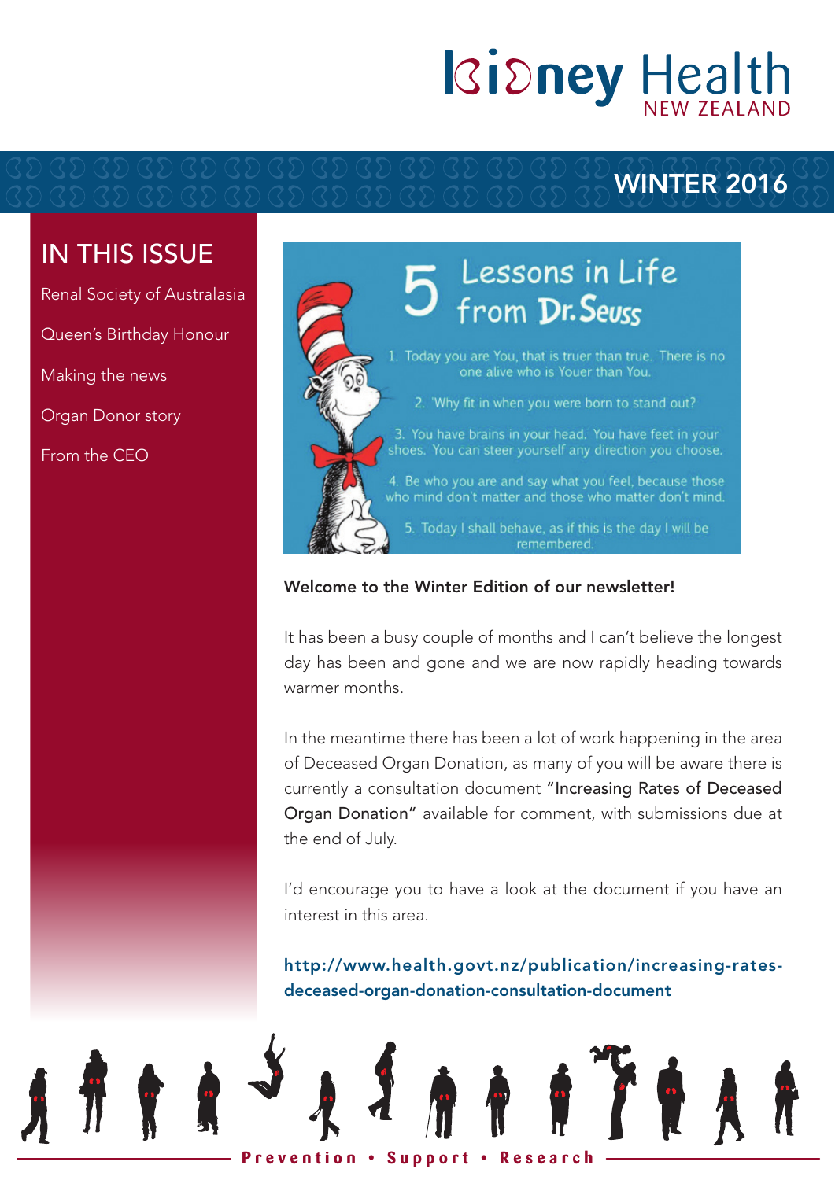# Kidney Health NEW ZEALAND

## WINTER 2016

## IN THIS ISSUE

- Renal Society of Australasia
- Queen's Birthday Honour
- Making the news
- Organ Donor story
- From the CEO

## 5 Lessons in Life from Dr. Seuss

1. Today you are You, that is truer than true. There is no one alive who is Youer than You.
2. 'Why fit in when you were born to stand out?
3. You have brains in your head. You have feet in your shoes. You can steer yourself any direction you choose.
4. Be who you are and say what you feel, because those who mind don't matter and those who matter don't mind.
5. Today I shall behave, as if this is the day I will be remembered.

**Welcome to the Winter Edition of our newsletter!**

It has been a busy couple of months and I can't believe the longest day has been and gone and we are now rapidly heading towards warmer months.

In the meantime there has been a lot of work happening in the area of Deceased Organ Donation, as many of you will be aware there is currently a consultation document "Increasing Rates of Deceased Organ Donation" available for comment, with submissions due at the end of July.

I'd encourage you to have a look at the document if you have an interest in this area.

**http://www.health.govt.nz/publication/increasing-rates-deceased-organ-donation-consultation-document**

Prevention • Support • Research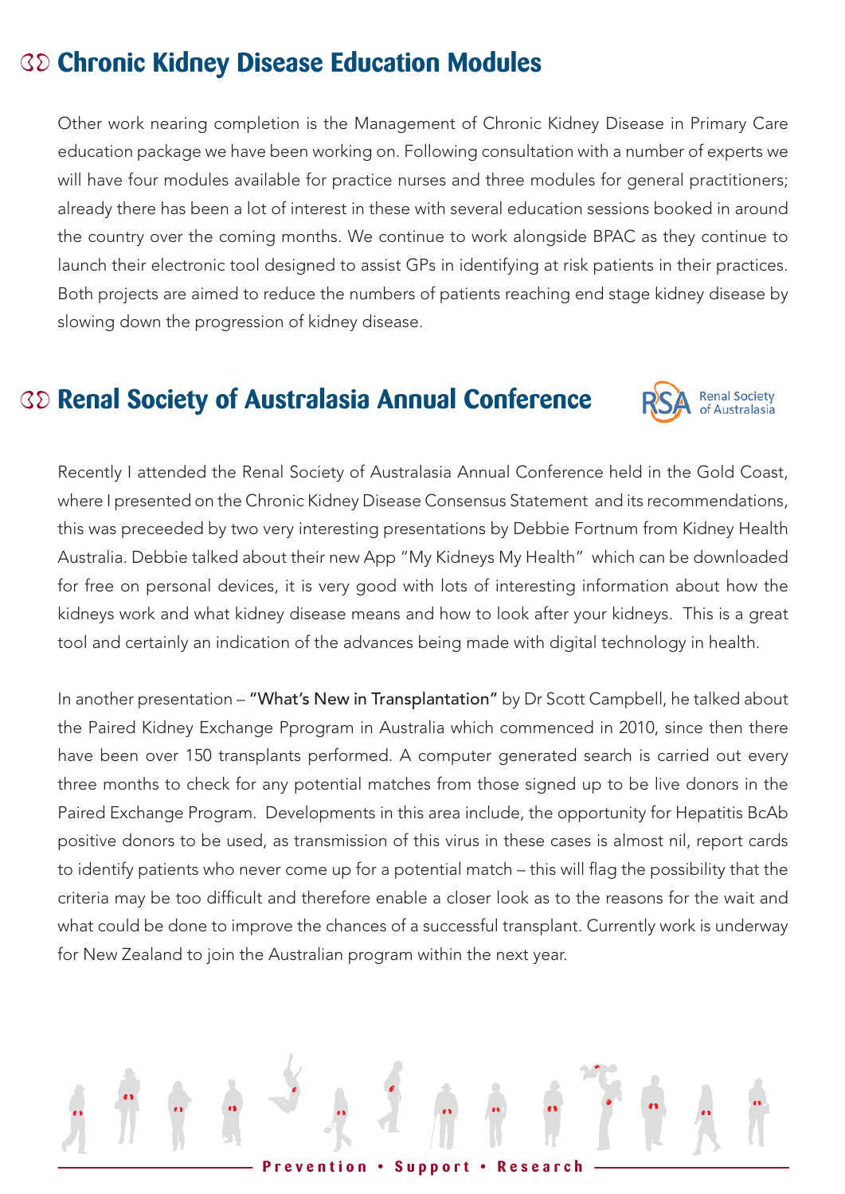## Chronic Kidney Disease Education Modules

Other work nearing completion is the Management of Chronic Kidney Disease in Primary Care education package we have been working on. Following consultation with a number of experts we will have four modules available for practice nurses and three modules for general practitioners; already there has been a lot of interest in these with several education sessions booked in around the country over the coming months. We continue to work alongside BPAC as they continue to launch their electronic tool designed to assist GPs in identifying at risk patients in their practices. Both projects are aimed to reduce the numbers of patients reaching end stage kidney disease by slowing down the progression of kidney disease.

## Renal Society of Australasia Annual Conference

Recently I attended the Renal Society of Australasia Annual Conference held in the Gold Coast, where I presented on the Chronic Kidney Disease Consensus Statement and its recommendations, this was preceeded by two very interesting presentations by Debbie Fortnum from Kidney Health Australia. Debbie talked about their new App "My Kidneys My Health" which can be downloaded for free on personal devices, it is very good with lots of interesting information about how the kidneys work and what kidney disease means and how to look after your kidneys. This is a great tool and certainly an indication of the advances being made with digital technology in health.

In another presentation – **"What's New in Transplantation"** by Dr Scott Campbell, he talked about the Paired Kidney Exchange Pprogram in Australia which commenced in 2010, since then there have been over 150 transplants performed. A computer generated search is carried out every three months to check for any potential matches from those signed up to be live donors in the Paired Exchange Program. Developments in this area include, the opportunity for Hepatitis BcAb positive donors to be used, as transmission of this virus in these cases is almost nil, report cards to identify patients who never come up for a potential match – this will flag the possibility that the criteria may be too difficult and therefore enable a closer look as to the reasons for the wait and what could be done to improve the chances of a successful transplant. Currently work is underway for New Zealand to join the Australian program within the next year.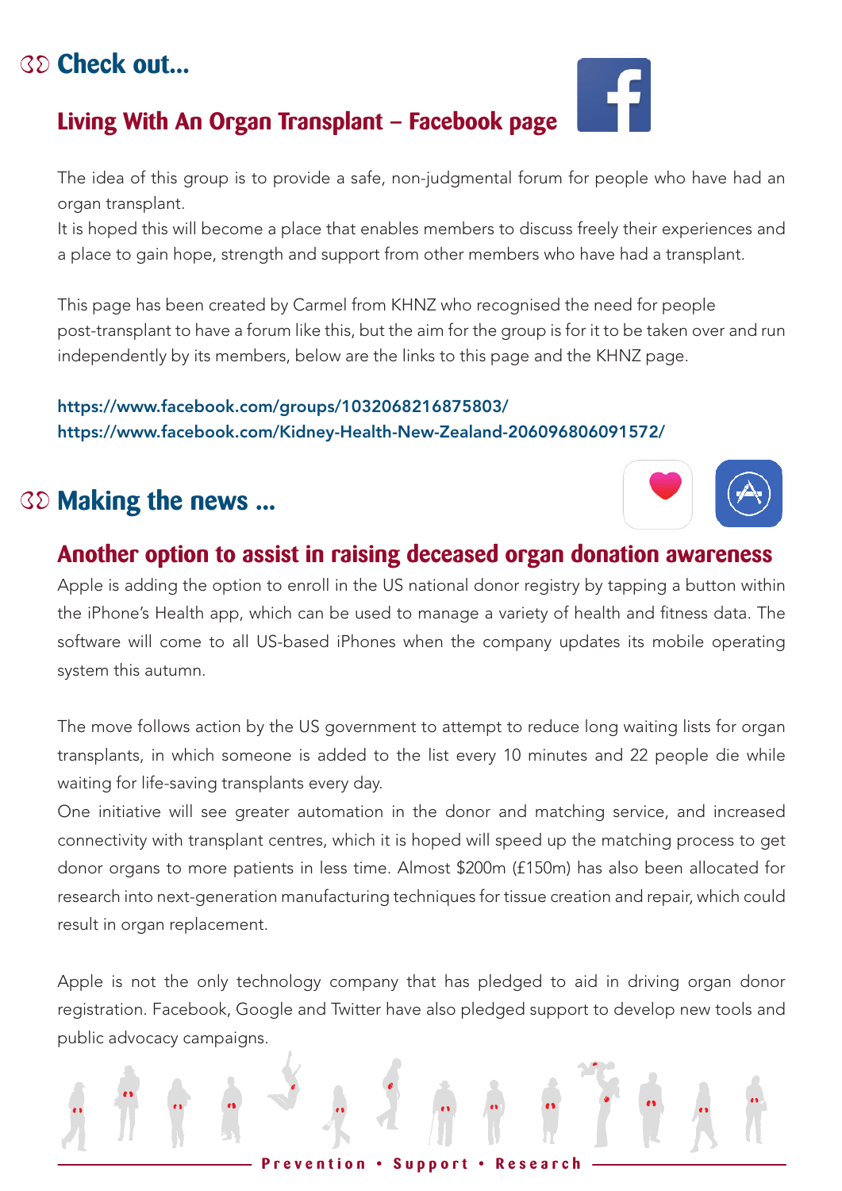## Check out...

### Living With An Organ Transplant – Facebook page

The idea of this group is to provide a safe, non-judgmental forum for people who have had an organ transplant.
It is hoped this will become a place that enables members to discuss freely their experiences and a place to gain hope, strength and support from other members who have had a transplant.

This page has been created by Carmel from KHNZ who recognised the need for people post-transplant to have a forum like this, but the aim for the group is for it to be taken over and run independently by its members, below are the links to this page and the KHNZ page.

https://www.facebook.com/groups/1032068216875803/
https://www.facebook.com/Kidney-Health-New-Zealand-206096806091572/

## Making the news ...

### Another option to assist in raising deceased organ donation awareness

Apple is adding the option to enroll in the US national donor registry by tapping a button within the iPhone's Health app, which can be used to manage a variety of health and fitness data. The software will come to all US-based iPhones when the company updates its mobile operating system this autumn.

The move follows action by the US government to attempt to reduce long waiting lists for organ transplants, in which someone is added to the list every 10 minutes and 22 people die while waiting for life-saving transplants every day.
One initiative will see greater automation in the donor and matching service, and increased connectivity with transplant centres, which it is hoped will speed up the matching process to get donor organs to more patients in less time. Almost $200m (£150m) has also been allocated for research into next-generation manufacturing techniques for tissue creation and repair, which could result in organ replacement.

Apple is not the only technology company that has pledged to aid in driving organ donor registration. Facebook, Google and Twitter have also pledged support to develop new tools and public advocacy campaigns.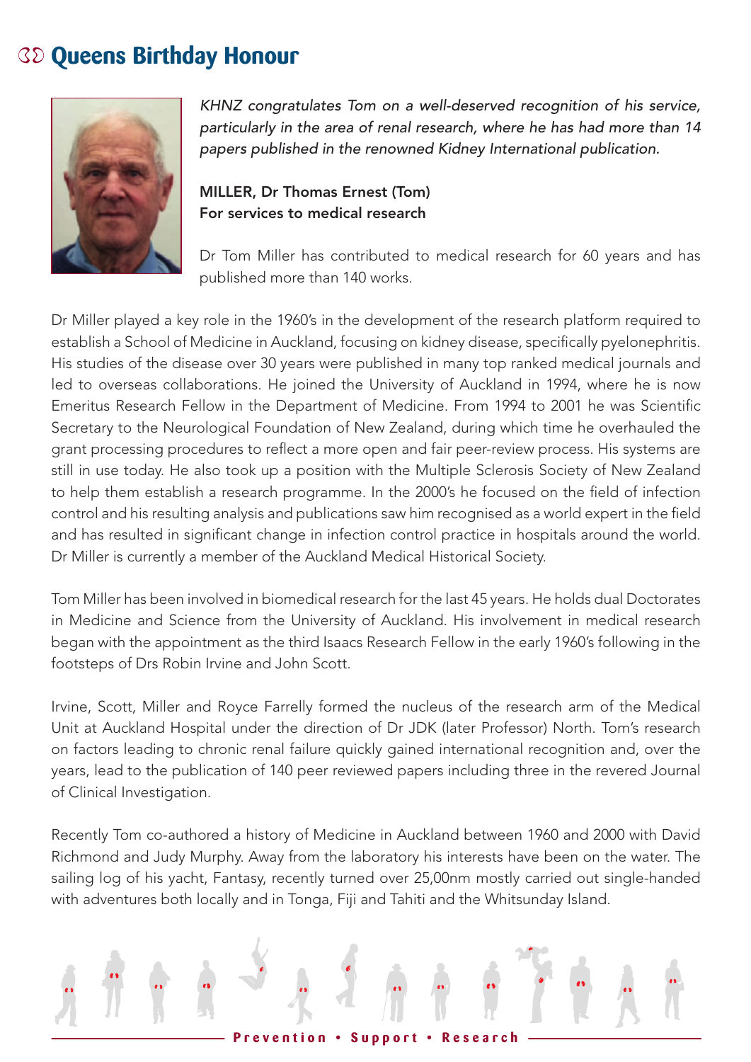## Queens Birthday Honour

*KHNZ congratulates Tom on a well-deserved recognition of his service, particularly in the area of renal research, where he has had more than 14 papers published in the renowned Kidney International publication.*

**MILLER, Dr Thomas Ernest (Tom)**
**For services to medical research**

Dr Tom Miller has contributed to medical research for 60 years and has published more than 140 works.

Dr Miller played a key role in the 1960's in the development of the research platform required to establish a School of Medicine in Auckland, focusing on kidney disease, specifically pyelonephritis. His studies of the disease over 30 years were published in many top ranked medical journals and led to overseas collaborations. He joined the University of Auckland in 1994, where he is now Emeritus Research Fellow in the Department of Medicine. From 1994 to 2001 he was Scientific Secretary to the Neurological Foundation of New Zealand, during which time he overhauled the grant processing procedures to reflect a more open and fair peer-review process. His systems are still in use today. He also took up a position with the Multiple Sclerosis Society of New Zealand to help them establish a research programme. In the 2000's he focused on the field of infection control and his resulting analysis and publications saw him recognised as a world expert in the field and has resulted in significant change in infection control practice in hospitals around the world. Dr Miller is currently a member of the Auckland Medical Historical Society.

Tom Miller has been involved in biomedical research for the last 45 years. He holds dual Doctorates in Medicine and Science from the University of Auckland. His involvement in medical research began with the appointment as the third Isaacs Research Fellow in the early 1960's following in the footsteps of Drs Robin Irvine and John Scott.

Irvine, Scott, Miller and Royce Farrelly formed the nucleus of the research arm of the Medical Unit at Auckland Hospital under the direction of Dr JDK (later Professor) North. Tom's research on factors leading to chronic renal failure quickly gained international recognition and, over the years, lead to the publication of 140 peer reviewed papers including three in the revered Journal of Clinical Investigation.

Recently Tom co-authored a history of Medicine in Auckland between 1960 and 2000 with David Richmond and Judy Murphy. Away from the laboratory his interests have been on the water. The sailing log of his yacht, Fantasy, recently turned over 25,00nm mostly carried out single-handed with adventures both locally and in Tonga, Fiji and Tahiti and the Whitsunday Island.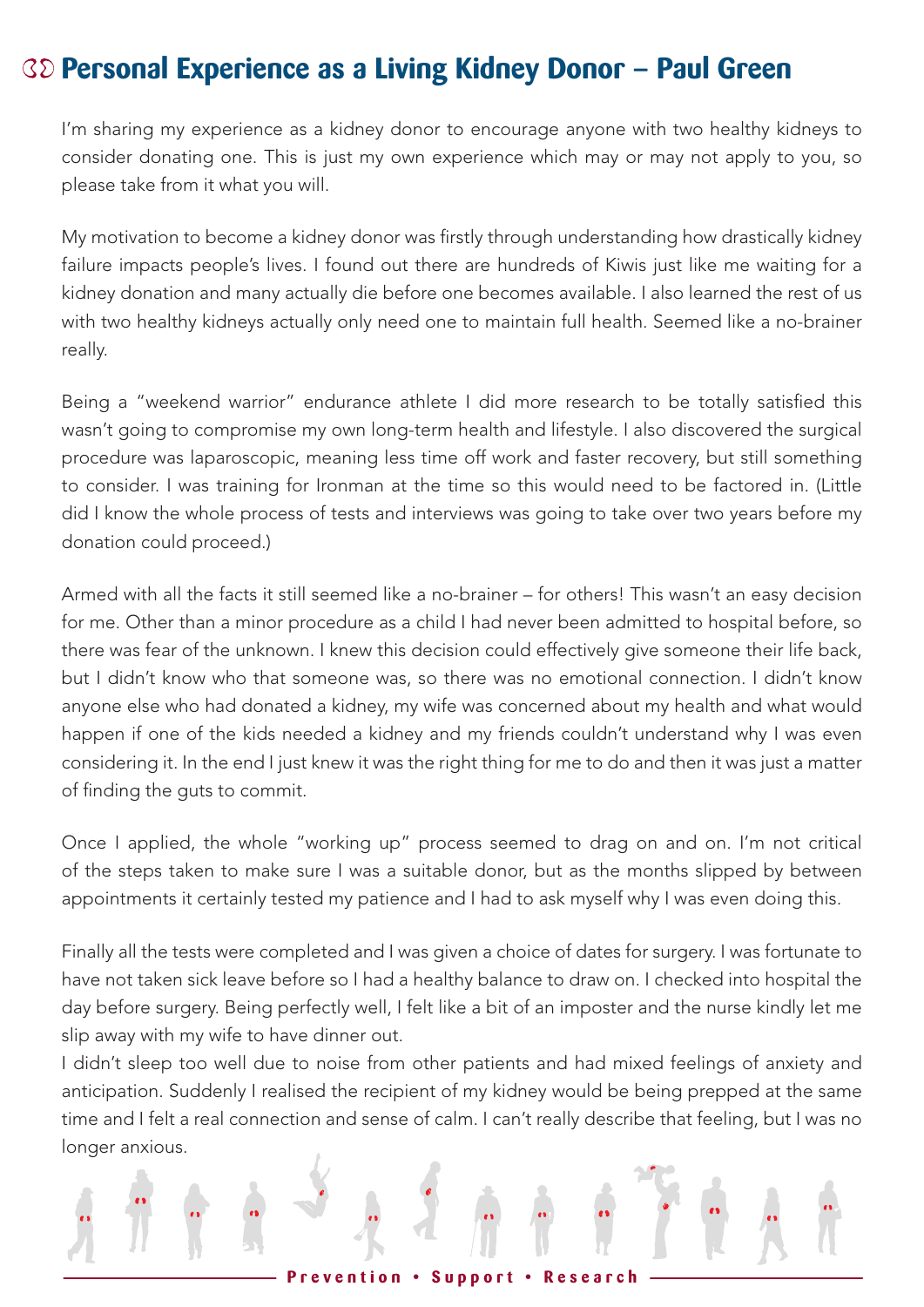# Personal Experience as a Living Kidney Donor – Paul Green

I'm sharing my experience as a kidney donor to encourage anyone with two healthy kidneys to consider donating one. This is just my own experience which may or may not apply to you, so please take from it what you will.

My motivation to become a kidney donor was firstly through understanding how drastically kidney failure impacts people's lives. I found out there are hundreds of Kiwis just like me waiting for a kidney donation and many actually die before one becomes available. I also learned the rest of us with two healthy kidneys actually only need one to maintain full health. Seemed like a no-brainer really.

Being a "weekend warrior" endurance athlete I did more research to be totally satisfied this wasn't going to compromise my own long-term health and lifestyle. I also discovered the surgical procedure was laparoscopic, meaning less time off work and faster recovery, but still something to consider. I was training for Ironman at the time so this would need to be factored in. (Little did I know the whole process of tests and interviews was going to take over two years before my donation could proceed.)

Armed with all the facts it still seemed like a no-brainer – for others! This wasn't an easy decision for me. Other than a minor procedure as a child I had never been admitted to hospital before, so there was fear of the unknown. I knew this decision could effectively give someone their life back, but I didn't know who that someone was, so there was no emotional connection. I didn't know anyone else who had donated a kidney, my wife was concerned about my health and what would happen if one of the kids needed a kidney and my friends couldn't understand why I was even considering it. In the end I just knew it was the right thing for me to do and then it was just a matter of finding the guts to commit.

Once I applied, the whole "working up" process seemed to drag on and on. I'm not critical of the steps taken to make sure I was a suitable donor, but as the months slipped by between appointments it certainly tested my patience and I had to ask myself why I was even doing this.

Finally all the tests were completed and I was given a choice of dates for surgery. I was fortunate to have not taken sick leave before so I had a healthy balance to draw on. I checked into hospital the day before surgery. Being perfectly well, I felt like a bit of an imposter and the nurse kindly let me slip away with my wife to have dinner out.

I didn't sleep too well due to noise from other patients and had mixed feelings of anxiety and anticipation. Suddenly I realised the recipient of my kidney would be being prepped at the same time and I felt a real connection and sense of calm. I can't really describe that feeling, but I was no longer anxious.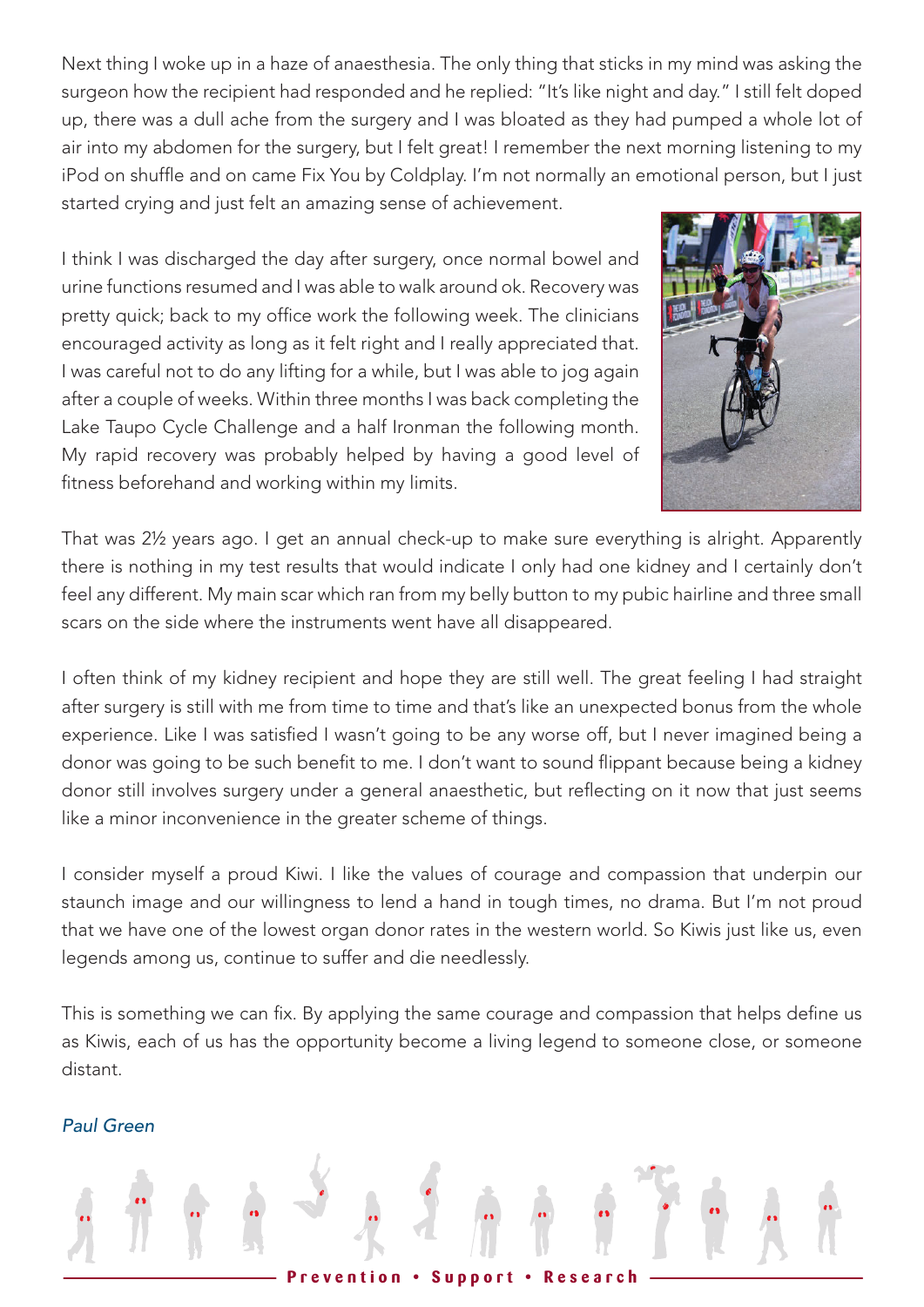Next thing I woke up in a haze of anaesthesia. The only thing that sticks in my mind was asking the surgeon how the recipient had responded and he replied: "It's like night and day." I still felt doped up, there was a dull ache from the surgery and I was bloated as they had pumped a whole lot of air into my abdomen for the surgery, but I felt great! I remember the next morning listening to my iPod on shuffle and on came Fix You by Coldplay. I'm not normally an emotional person, but I just started crying and just felt an amazing sense of achievement.

I think I was discharged the day after surgery, once normal bowel and urine functions resumed and I was able to walk around ok. Recovery was pretty quick; back to my office work the following week. The clinicians encouraged activity as long as it felt right and I really appreciated that. I was careful not to do any lifting for a while, but I was able to jog again after a couple of weeks. Within three months I was back completing the Lake Taupo Cycle Challenge and a half Ironman the following month. My rapid recovery was probably helped by having a good level of fitness beforehand and working within my limits.

That was 2½ years ago. I get an annual check-up to make sure everything is alright. Apparently there is nothing in my test results that would indicate I only had one kidney and I certainly don't feel any different. My main scar which ran from my belly button to my pubic hairline and three small scars on the side where the instruments went have all disappeared.

I often think of my kidney recipient and hope they are still well. The great feeling I had straight after surgery is still with me from time to time and that's like an unexpected bonus from the whole experience. Like I was satisfied I wasn't going to be any worse off, but I never imagined being a donor was going to be such benefit to me. I don't want to sound flippant because being a kidney donor still involves surgery under a general anaesthetic, but reflecting on it now that just seems like a minor inconvenience in the greater scheme of things.

I consider myself a proud Kiwi. I like the values of courage and compassion that underpin our staunch image and our willingness to lend a hand in tough times, no drama. But I'm not proud that we have one of the lowest organ donor rates in the western world. So Kiwis just like us, even legends among us, continue to suffer and die needlessly.

This is something we can fix. By applying the same courage and compassion that helps define us as Kiwis, each of us has the opportunity become a living legend to someone close, or someone distant.

*Paul Green*

**Prevention • Support • Research**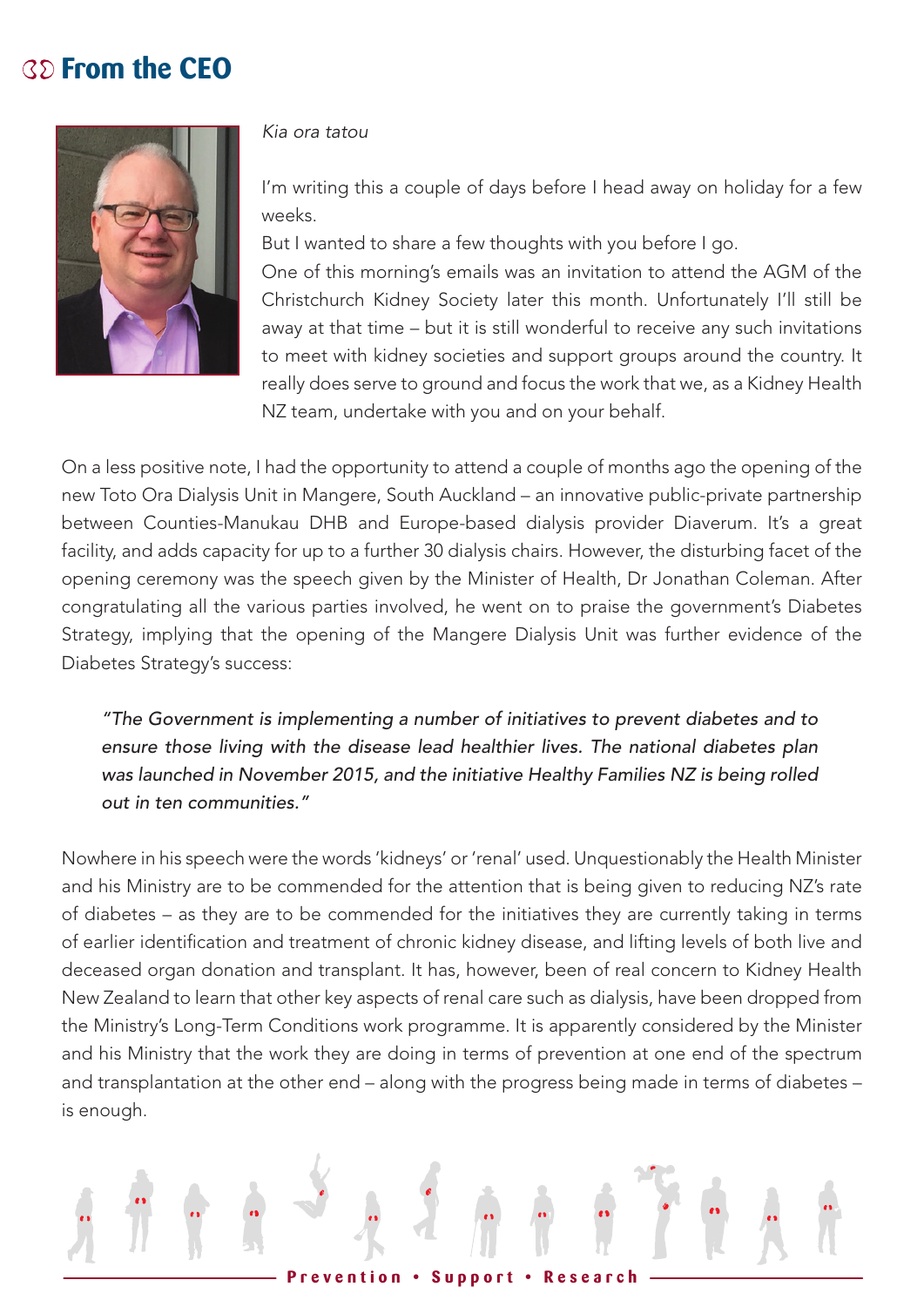# From the CEO

*Kia ora tatou*

I'm writing this a couple of days before I head away on holiday for a few weeks.

But I wanted to share a few thoughts with you before I go.

One of this morning's emails was an invitation to attend the AGM of the Christchurch Kidney Society later this month. Unfortunately I'll still be away at that time – but it is still wonderful to receive any such invitations to meet with kidney societies and support groups around the country. It really does serve to ground and focus the work that we, as a Kidney Health NZ team, undertake with you and on your behalf.

On a less positive note, I had the opportunity to attend a couple of months ago the opening of the new Toto Ora Dialysis Unit in Mangere, South Auckland – an innovative public-private partnership between Counties-Manukau DHB and Europe-based dialysis provider Diaverum. It's a great facility, and adds capacity for up to a further 30 dialysis chairs. However, the disturbing facet of the opening ceremony was the speech given by the Minister of Health, Dr Jonathan Coleman. After congratulating all the various parties involved, he went on to praise the government's Diabetes Strategy, implying that the opening of the Mangere Dialysis Unit was further evidence of the Diabetes Strategy's success:

> *"The Government is implementing a number of initiatives to prevent diabetes and to ensure those living with the disease lead healthier lives. The national diabetes plan was launched in November 2015, and the initiative Healthy Families NZ is being rolled out in ten communities."*

Nowhere in his speech were the words 'kidneys' or 'renal' used. Unquestionably the Health Minister and his Ministry are to be commended for the attention that is being given to reducing NZ's rate of diabetes – as they are to be commended for the initiatives they are currently taking in terms of earlier identification and treatment of chronic kidney disease, and lifting levels of both live and deceased organ donation and transplant. It has, however, been of real concern to Kidney Health New Zealand to learn that other key aspects of renal care such as dialysis, have been dropped from the Ministry's Long-Term Conditions work programme. It is apparently considered by the Minister and his Ministry that the work they are doing in terms of prevention at one end of the spectrum and transplantation at the other end – along with the progress being made in terms of diabetes – is enough.

Prevention • Support • Research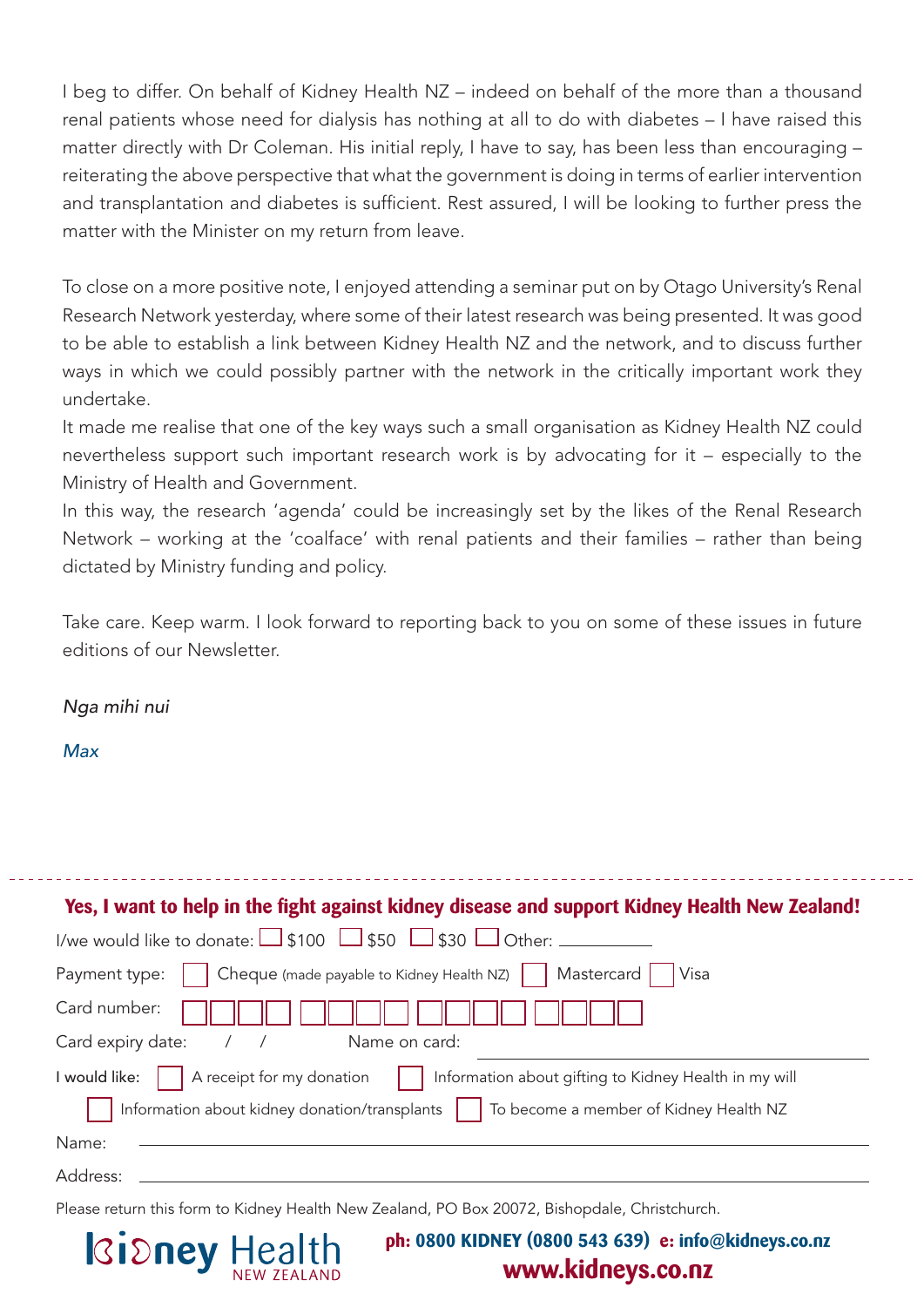I beg to differ. On behalf of Kidney Health NZ – indeed on behalf of the more than a thousand renal patients whose need for dialysis has nothing at all to do with diabetes – I have raised this matter directly with Dr Coleman. His initial reply, I have to say, has been less than encouraging – reiterating the above perspective that what the government is doing in terms of earlier intervention and transplantation and diabetes is sufficient. Rest assured, I will be looking to further press the matter with the Minister on my return from leave.

To close on a more positive note, I enjoyed attending a seminar put on by Otago University's Renal Research Network yesterday, where some of their latest research was being presented. It was good to be able to establish a link between Kidney Health NZ and the network, and to discuss further ways in which we could possibly partner with the network in the critically important work they undertake.

It made me realise that one of the key ways such a small organisation as Kidney Health NZ could nevertheless support such important research work is by advocating for it – especially to the Ministry of Health and Government.

In this way, the research 'agenda' could be increasingly set by the likes of the Renal Research Network – working at the 'coalface' with renal patients and their families – rather than being dictated by Ministry funding and policy.

Take care. Keep warm. I look forward to reporting back to you on some of these issues in future editions of our Newsletter.

*Nga mihi nui*

*Max*

---

**Yes, I want to help in the fight against kidney disease and support Kidney Health New Zealand!**

I/we would like to donate: ☐ $100 ☐ $50 ☐ $30 ☐ Other: __________

Payment type: ☐ Cheque (made payable to Kidney Health NZ) ☐ Mastercard ☐ Visa

Card number: ☐☐☐☐ ☐☐☐☐ ☐☐☐☐ ☐☐☐☐

Card expiry date: / / Name on card: __________

I would like: ☐ A receipt for my donation ☐ Information about gifting to Kidney Health in my will

☐ Information about kidney donation/transplants ☐ To become a member of Kidney Health NZ

Name: __________

Address: __________

Please return this form to Kidney Health New Zealand, PO Box 20072, Bishopdale, Christchurch.

Kidney Health NEW ZEALAND

**ph: 0800 KIDNEY (0800 543 639) e: info@kidneys.co.nz**

**www.kidneys.co.nz**